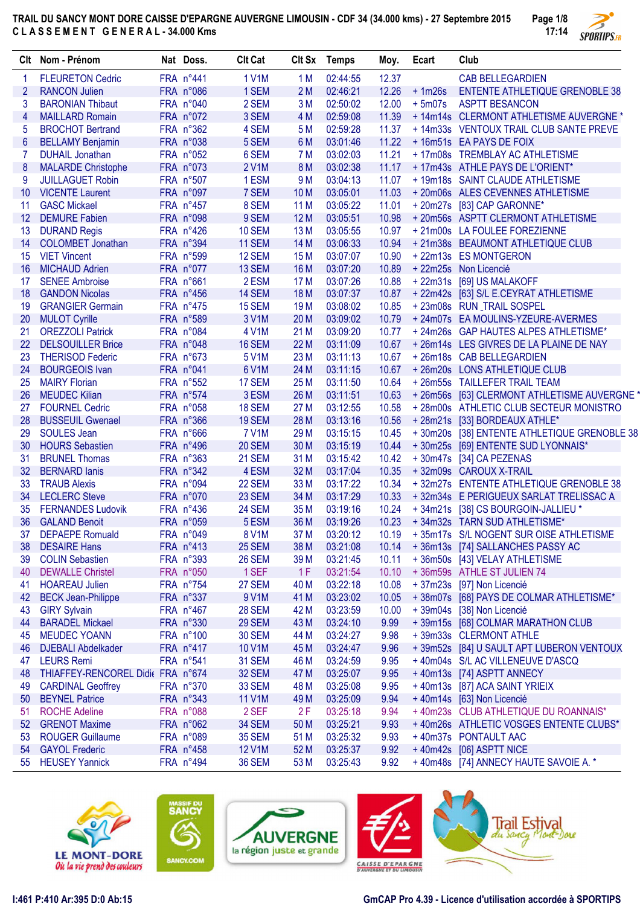# TRAIL DU SANCY MONT DORE CAISSE D'EPARGNE AUVERGNE LIMOUSIN - CDF 34 (34.000 kms) - 27 Septembre 2015

## C L A S S E M E N T   G E N E R A L - 34.000 Kms

| Clt | Nom - Prénom | Nat | Doss. | Clt Cat | Clt Sx | Temps | Moy. | Ecart | Club |
|---|---|---|---|---|---|---|---|---|---|
| 1 | FLEURETON Cedric | FRA | n°441 | 1 V1M | 1 M | 02:44:55 | 12.37 | | CAB BELLEGARDIEN |
| 2 | RANCON Julien | FRA | n°086 | 1 SEM | 2 M | 02:46:21 | 12.26 | + 1m26s | ENTENTE ATHLETIQUE GRENOBLE 38 |
| 3 | BARONIAN Thibaut | FRA | n°040 | 2 SEM | 3 M | 02:50:02 | 12.00 | + 5m07s | ASPTT BESANCON |
| 4 | MAILLARD Romain | FRA | n°072 | 3 SEM | 4 M | 02:59:08 | 11.39 | + 14m14s | CLERMONT ATHLETISME AUVERGNE * |
| 5 | BROCHOT Bertrand | FRA | n°362 | 4 SEM | 5 M | 02:59:28 | 11.37 | + 14m33s | VENTOUX TRAIL CLUB SANTE PREVE |
| 6 | BELLAMY Benjamin | FRA | n°038 | 5 SEM | 6 M | 03:01:46 | 11.22 | + 16m51s | EA PAYS DE FOIX |
| 7 | DUHAIL Jonathan | FRA | n°052 | 6 SEM | 7 M | 03:02:03 | 11.21 | + 17m08s | TREMBLAY AC ATHLETISME |
| 8 | MALARDE Christophe | FRA | n°073 | 2 V1M | 8 M | 03:02:38 | 11.17 | + 17m43s | ATHLE PAYS DE L'ORIENT* |
| 9 | JUILLAGUET Robin | FRA | n°507 | 1 ESM | 9 M | 03:04:13 | 11.07 | + 19m18s | SAINT CLAUDE ATHLETISME |
| 10 | VICENTE Laurent | FRA | n°097 | 7 SEM | 10 M | 03:05:01 | 11.03 | + 20m06s | ALES CEVENNES ATHLETISME |
| 11 | GASC Mickael | FRA | n°457 | 8 SEM | 11 M | 03:05:22 | 11.01 | + 20m27s | [83] CAP GARONNE* |
| 12 | DEMURE Fabien | FRA | n°098 | 9 SEM | 12 M | 03:05:51 | 10.98 | + 20m56s | ASPTT CLERMONT ATHLETISME |
| 13 | DURAND Regis | FRA | n°426 | 10 SEM | 13 M | 03:05:55 | 10.97 | + 21m00s | LA FOULEE FOREZIENNE |
| 14 | COLOMBET Jonathan | FRA | n°394 | 11 SEM | 14 M | 03:06:33 | 10.94 | + 21m38s | BEAUMONT ATHLETIQUE CLUB |
| 15 | VIET Vincent | FRA | n°599 | 12 SEM | 15 M | 03:07:07 | 10.90 | + 22m13s | ES MONTGERON |
| 16 | MICHAUD Adrien | FRA | n°077 | 13 SEM | 16 M | 03:07:20 | 10.89 | + 22m25s | Non Licencié |
| 17 | SENEE Ambroise | FRA | n°661 | 2 ESM | 17 M | 03:07:26 | 10.88 | + 22m31s | [69] US MALAKOFF |
| 18 | GANDON Nicolas | FRA | n°456 | 14 SEM | 18 M | 03:07:37 | 10.87 | + 22m42s | [63] S/L E.CEYRAT ATHLETISME |
| 19 | GRANGIER Germain | FRA | n°475 | 15 SEM | 19 M | 03:08:02 | 10.85 | + 23m08s | RUN_TRAIL SOSPEL |
| 20 | MULOT Cyrille | FRA | n°589 | 3 V1M | 20 M | 03:09:02 | 10.79 | + 24m07s | EA MOULINS-YZEURE-AVERMES |
| 21 | OREZZOLI Patrick | FRA | n°084 | 4 V1M | 21 M | 03:09:20 | 10.77 | + 24m26s | GAP HAUTES ALPES ATHLETISME* |
| 22 | DELSOUILLER Brice | FRA | n°048 | 16 SEM | 22 M | 03:11:09 | 10.67 | + 26m14s | LES GIVRES DE LA PLAINE DE NAY |
| 23 | THERISOD Federic | FRA | n°673 | 5 V1M | 23 M | 03:11:13 | 10.67 | + 26m18s | CAB BELLEGARDIEN |
| 24 | BOURGEOIS Ivan | FRA | n°041 | 6 V1M | 24 M | 03:11:15 | 10.67 | + 26m20s | LONS ATHLETIQUE CLUB |
| 25 | MAIRY Florian | FRA | n°552 | 17 SEM | 25 M | 03:11:50 | 10.64 | + 26m55s | TAILLEFER TRAIL TEAM |
| 26 | MEUDEC Kilian | FRA | n°574 | 3 ESM | 26 M | 03:11:51 | 10.63 | + 26m56s | [63] CLERMONT ATHLETISME AUVERGNE * |
| 27 | FOURNEL Cedric | FRA | n°058 | 18 SEM | 27 M | 03:12:55 | 10.58 | + 28m00s | ATHLETIC CLUB SECTEUR MONISTRO |
| 28 | BUSSEUIL Gwenael | FRA | n°366 | 19 SEM | 28 M | 03:13:16 | 10.56 | + 28m21s | [33] BORDEAUX ATHLE* |
| 29 | SOULES Jean | FRA | n°666 | 7 V1M | 29 M | 03:15:15 | 10.45 | + 30m20s | [38] ENTENTE ATHLETIQUE GRENOBLE 38 |
| 30 | HOURS Sebastien | FRA | n°496 | 20 SEM | 30 M | 03:15:19 | 10.44 | + 30m25s | [69] ENTENTE SUD LYONNAIS* |
| 31 | BRUNEL Thomas | FRA | n°363 | 21 SEM | 31 M | 03:15:42 | 10.42 | + 30m47s | [34] CA PEZENAS |
| 32 | BERNARD Ianis | FRA | n°342 | 4 ESM | 32 M | 03:17:04 | 10.35 | + 32m09s | CAROUX X-TRAIL |
| 33 | TRAUB Alexis | FRA | n°094 | 22 SEM | 33 M | 03:17:22 | 10.34 | + 32m27s | ENTENTE ATHLETIQUE GRENOBLE 38 |
| 34 | LECLERC Steve | FRA | n°070 | 23 SEM | 34 M | 03:17:29 | 10.33 | + 32m34s | E PERIGUEUX SARLAT TRELISSAC A |
| 35 | FERNANDES Ludovik | FRA | n°436 | 24 SEM | 35 M | 03:19:16 | 10.24 | + 34m21s | [38] CS BOURGOIN-JALLIEU * |
| 36 | GALAND Benoit | FRA | n°059 | 5 ESM | 36 M | 03:19:26 | 10.23 | + 34m32s | TARN SUD ATHLETISME* |
| 37 | DEPAEPE Romuald | FRA | n°049 | 8 V1M | 37 M | 03:20:12 | 10.19 | + 35m17s | S/L NOGENT SUR OISE ATHLETISME |
| 38 | DESAIRE Hans | FRA | n°413 | 25 SEM | 38 M | 03:21:08 | 10.14 | + 36m13s | [74] SALLANCHES PASSY AC |
| 39 | COLIN Sebastien | FRA | n°393 | 26 SEM | 39 M | 03:21:45 | 10.11 | + 36m50s | [43] VELAY ATHLETISME |
| 40 | DEWALLE Christel | FRA | n°050 | 1 SEF | 1 F | 03:21:54 | 10.10 | + 36m59s | ATHLE ST JULIEN 74 |
| 41 | HOAREAU Julien | FRA | n°754 | 27 SEM | 40 M | 03:22:18 | 10.08 | + 37m23s | [97] Non Licencié |
| 42 | BECK Jean-Philippe | FRA | n°337 | 9 V1M | 41 M | 03:23:02 | 10.05 | + 38m07s | [68] PAYS DE COLMAR ATHLETISME* |
| 43 | GIRY Sylvain | FRA | n°467 | 28 SEM | 42 M | 03:23:59 | 10.00 | + 39m04s | [38] Non Licencié |
| 44 | BARADEL Mickael | FRA | n°330 | 29 SEM | 43 M | 03:24:10 | 9.99 | + 39m15s | [68] COLMAR MARATHON CLUB |
| 45 | MEUDEC YOANN | FRA | n°100 | 30 SEM | 44 M | 03:24:27 | 9.98 | + 39m33s | CLERMONT ATHLE |
| 46 | DJEBALI Abdelkader | FRA | n°417 | 10 V1M | 45 M | 03:24:47 | 9.96 | + 39m52s | [84] U SAULT APT LUBERON VENTOUX |
| 47 | LEURS Remi | FRA | n°541 | 31 SEM | 46 M | 03:24:59 | 9.95 | + 40m04s | S/L AC VILLENEUVE D'ASCQ |
| 48 | THIAFFEY-RENCOREL Didie | FRA | n°674 | 32 SEM | 47 M | 03:25:07 | 9.95 | + 40m13s | [74] ASPTT ANNECY |
| 49 | CARDINAL Geoffrey | FRA | n°370 | 33 SEM | 48 M | 03:25:08 | 9.95 | + 40m13s | [87] ACA SAINT YRIEIX |
| 50 | BEYNEL Patrice | FRA | n°343 | 11 V1M | 49 M | 03:25:09 | 9.94 | + 40m14s | [63] Non Licencié |
| 51 | ROCHE Adeline | FRA | n°088 | 2 SEF | 2 F | 03:25:18 | 9.94 | + 40m23s | CLUB ATHLETIQUE DU ROANNAIS* |
| 52 | GRENOT Maxime | FRA | n°062 | 34 SEM | 50 M | 03:25:21 | 9.93 | + 40m26s | ATHLETIC VOSGES ENTENTE CLUBS* |
| 53 | ROUGER Guillaume | FRA | n°089 | 35 SEM | 51 M | 03:25:32 | 9.93 | + 40m37s | PONTAULT AAC |
| 54 | GAYOL Frederic | FRA | n°458 | 12 V1M | 52 M | 03:25:37 | 9.92 | + 40m42s | [06] ASPTT NICE |
| 55 | HEUSEY Yannick | FRA | n°494 | 36 SEM | 53 M | 03:25:43 | 9.92 | + 40m48s | [74] ANNECY HAUTE SAVOIE A. * |

I:461 P:410 Ar:395 D:0 Ab:15

GmCAP Pro 4.39 - Licence d'utilisation accordée à SPORTIPS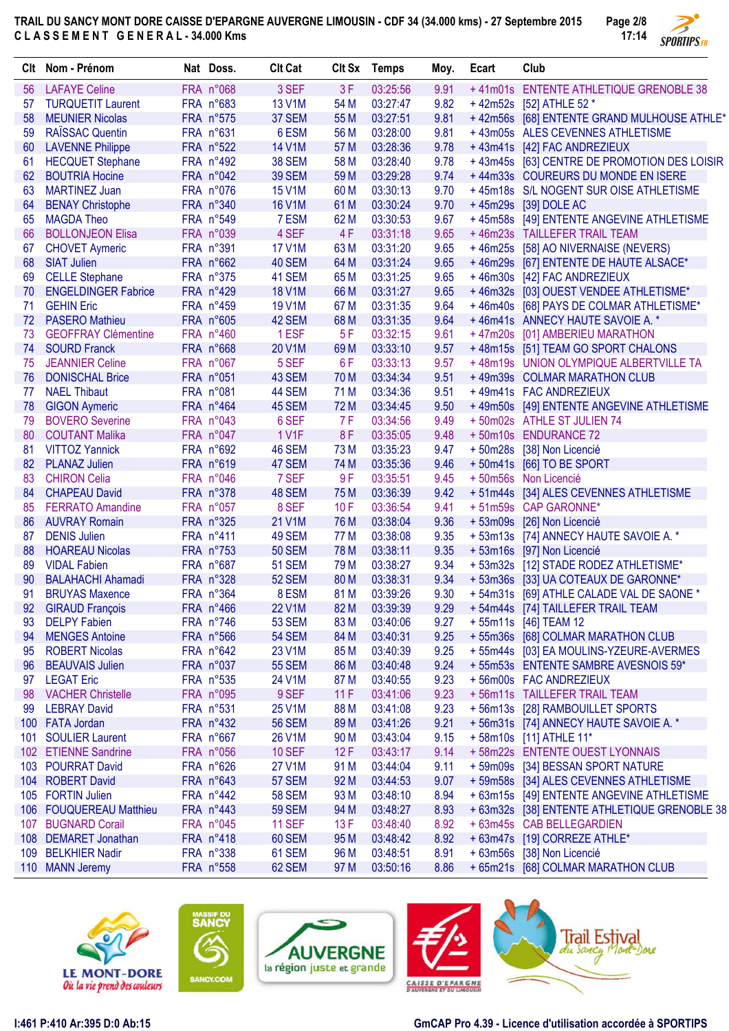TRAIL DU SANCY MONT DORE CAISSE D'EPARGNE AUVERGNE LIMOUSIN - CDF 34 (34.000 kms) - 27 Septembre 2015

CLASSEMENT GENERAL - 34.000 Kms

| Clt | Nom - Prénom | Nat | Doss. | Clt Cat | Clt Sx | Temps | Moy. | Ecart | Club |
|---|---|---|---|---|---|---|---|---|---|
| 56 | LAFAYE Celine | FRA | n°068 | 3 SEF | 3 F | 03:25:56 | 9.91 | + 41m01s | ENTENTE ATHLETIQUE GRENOBLE 38 |
| 57 | TURQUETIT Laurent | FRA | n°683 | 13 V1M | 54 M | 03:27:47 | 9.82 | + 42m52s | [52] ATHLE 52 * |
| 58 | MEUNIER Nicolas | FRA | n°575 | 37 SEM | 55 M | 03:27:51 | 9.81 | + 42m56s | [68] ENTENTE GRAND MULHOUSE ATHLE* |
| 59 | RAÏSSAC Quentin | FRA | n°631 | 6 ESM | 56 M | 03:28:00 | 9.81 | + 43m05s | ALES CEVENNES ATHLETISME |
| 60 | LAVENNE Philippe | FRA | n°522 | 14 V1M | 57 M | 03:28:36 | 9.78 | + 43m41s | [42] FAC ANDREZIEUX |
| 61 | HECQUET Stephane | FRA | n°492 | 38 SEM | 58 M | 03:28:40 | 9.78 | + 43m45s | [63] CENTRE DE PROMOTION DES LOISIR |
| 62 | BOUTRIA Hocine | FRA | n°042 | 39 SEM | 59 M | 03:29:28 | 9.74 | + 44m33s | COUREURS DU MONDE EN ISERE |
| 63 | MARTINEZ Juan | FRA | n°076 | 15 V1M | 60 M | 03:30:13 | 9.70 | + 45m18s | S/L NOGENT SUR OISE ATHLETISME |
| 64 | BENAY Christophe | FRA | n°340 | 16 V1M | 61 M | 03:30:24 | 9.70 | + 45m29s | [39] DOLE AC |
| 65 | MAGDA Theo | FRA | n°549 | 7 ESM | 62 M | 03:30:53 | 9.67 | + 45m58s | [49] ENTENTE ANGEVINE ATHLETISME |
| 66 | BOLLONJEON Elisa | FRA | n°039 | 4 SEF | 4 F | 03:31:18 | 9.65 | + 46m23s | TAILLEFER TRAIL TEAM |
| 67 | CHOVET Aymeric | FRA | n°391 | 17 V1M | 63 M | 03:31:20 | 9.65 | + 46m25s | [58] AO NIVERNAISE (NEVERS) |
| 68 | SIAT Julien | FRA | n°662 | 40 SEM | 64 M | 03:31:24 | 9.65 | + 46m29s | [67] ENTENTE DE HAUTE ALSACE* |
| 69 | CELLE Stephane | FRA | n°375 | 41 SEM | 65 M | 03:31:25 | 9.65 | + 46m30s | [42] FAC ANDREZIEUX |
| 70 | ENGELDINGER Fabrice | FRA | n°429 | 18 V1M | 66 M | 03:31:27 | 9.65 | + 46m32s | [03] OUEST VENDEE ATHLETISME* |
| 71 | GEHIN Eric | FRA | n°459 | 19 V1M | 67 M | 03:31:35 | 9.64 | + 46m40s | [68] PAYS DE COLMAR ATHLETISME* |
| 72 | PASERO Mathieu | FRA | n°605 | 42 SEM | 68 M | 03:31:35 | 9.64 | + 46m41s | ANNECY HAUTE SAVOIE A. * |
| 73 | GEOFFRAY Clémentine | FRA | n°460 | 1 ESF | 5 F | 03:32:15 | 9.61 | + 47m20s | [01] AMBERIEU MARATHON |
| 74 | SOURD Franck | FRA | n°668 | 20 V1M | 69 M | 03:33:10 | 9.57 | + 48m15s | [51] TEAM GO SPORT CHALONS |
| 75 | JEANNIER Celine | FRA | n°067 | 5 SEF | 6 F | 03:33:13 | 9.57 | + 48m19s | UNION OLYMPIQUE ALBERTVILLE TA |
| 76 | DONISCHAL Brice | FRA | n°051 | 43 SEM | 70 M | 03:34:34 | 9.51 | + 49m39s | COLMAR MARATHON CLUB |
| 77 | NAEL Thibaut | FRA | n°081 | 44 SEM | 71 M | 03:34:36 | 9.51 | + 49m41s | FAC ANDREZIEUX |
| 78 | GIGON Aymeric | FRA | n°464 | 45 SEM | 72 M | 03:34:45 | 9.50 | + 49m50s | [49] ENTENTE ANGEVINE ATHLETISME |
| 79 | BOVERO Severine | FRA | n°043 | 6 SEF | 7 F | 03:34:56 | 9.49 | + 50m02s | ATHLE ST JULIEN 74 |
| 80 | COUTANT Malika | FRA | n°047 | 1 V1F | 8 F | 03:35:05 | 9.48 | + 50m10s | ENDURANCE 72 |
| 81 | VITTOZ Yannick | FRA | n°692 | 46 SEM | 73 M | 03:35:23 | 9.47 | + 50m28s | [38] Non Licencié |
| 82 | PLANAZ Julien | FRA | n°619 | 47 SEM | 74 M | 03:35:36 | 9.46 | + 50m41s | [66] TO BE SPORT |
| 83 | CHIRON Celia | FRA | n°046 | 7 SEF | 9 F | 03:35:51 | 9.45 | + 50m56s | Non Licencié |
| 84 | CHAPEAU David | FRA | n°378 | 48 SEM | 75 M | 03:36:39 | 9.42 | + 51m44s | [34] ALES CEVENNES ATHLETISME |
| 85 | FERRATO Amandine | FRA | n°057 | 8 SEF | 10 F | 03:36:54 | 9.41 | + 51m59s | CAP GARONNE* |
| 86 | AUVRAY Romain | FRA | n°325 | 21 V1M | 76 M | 03:38:04 | 9.36 | + 53m09s | [26] Non Licencié |
| 87 | DENIS Julien | FRA | n°411 | 49 SEM | 77 M | 03:38:08 | 9.35 | + 53m13s | [74] ANNECY HAUTE SAVOIE A. * |
| 88 | HOAREAU Nicolas | FRA | n°753 | 50 SEM | 78 M | 03:38:11 | 9.35 | + 53m16s | [97] Non Licencié |
| 89 | VIDAL Fabien | FRA | n°687 | 51 SEM | 79 M | 03:38:27 | 9.34 | + 53m32s | [12] STADE RODEZ ATHLETISME* |
| 90 | BALAHACHI Ahamadi | FRA | n°328 | 52 SEM | 80 M | 03:38:31 | 9.34 | + 53m36s | [33] UA COTEAUX DE GARONNE* |
| 91 | BRUYAS Maxence | FRA | n°364 | 8 ESM | 81 M | 03:39:26 | 9.30 | + 54m31s | [69] ATHLE CALADE VAL DE SAONE * |
| 92 | GIRAUD François | FRA | n°466 | 22 V1M | 82 M | 03:39:39 | 9.29 | + 54m44s | [74] TAILLEFER TRAIL TEAM |
| 93 | DELPY Fabien | FRA | n°746 | 53 SEM | 83 M | 03:40:06 | 9.27 | + 55m11s | [46] TEAM 12 |
| 94 | MENGES Antoine | FRA | n°566 | 54 SEM | 84 M | 03:40:31 | 9.25 | + 55m36s | [68] COLMAR MARATHON CLUB |
| 95 | ROBERT Nicolas | FRA | n°642 | 23 V1M | 85 M | 03:40:39 | 9.25 | + 55m44s | [03] EA MOULINS-YZEURE-AVERMES |
| 96 | BEAUVAIS Julien | FRA | n°037 | 55 SEM | 86 M | 03:40:48 | 9.24 | + 55m53s | ENTENTE SAMBRE AVESNOIS 59* |
| 97 | LEGAT Eric | FRA | n°535 | 24 V1M | 87 M | 03:40:55 | 9.23 | + 56m00s | FAC ANDREZIEUX |
| 98 | VACHER Christelle | FRA | n°095 | 9 SEF | 11 F | 03:41:06 | 9.23 | + 56m11s | TAILLEFER TRAIL TEAM |
| 99 | LEBRAY David | FRA | n°531 | 25 V1M | 88 M | 03:41:08 | 9.23 | + 56m13s | [28] RAMBOUILLET SPORTS |
| 100 | FATA Jordan | FRA | n°432 | 56 SEM | 89 M | 03:41:26 | 9.21 | + 56m31s | [74] ANNECY HAUTE SAVOIE A. * |
| 101 | SOULIER Laurent | FRA | n°667 | 26 V1M | 90 M | 03:43:04 | 9.15 | + 58m10s | [11] ATHLE 11* |
| 102 | ETIENNE Sandrine | FRA | n°056 | 10 SEF | 12 F | 03:43:17 | 9.14 | + 58m22s | ENTENTE OUEST LYONNAIS |
| 103 | POURRAT David | FRA | n°626 | 27 V1M | 91 M | 03:44:04 | 9.11 | + 59m09s | [34] BESSAN SPORT NATURE |
| 104 | ROBERT David | FRA | n°643 | 57 SEM | 92 M | 03:44:53 | 9.07 | + 59m58s | [34] ALES CEVENNES ATHLETISME |
| 105 | FORTIN Julien | FRA | n°442 | 58 SEM | 93 M | 03:48:10 | 8.94 | + 63m15s | [49] ENTENTE ANGEVINE ATHLETISME |
| 106 | FOUQUEREAU Matthieu | FRA | n°443 | 59 SEM | 94 M | 03:48:27 | 8.93 | + 63m32s | [38] ENTENTE ATHLETIQUE GRENOBLE 38 |
| 107 | BUGNARD Corail | FRA | n°045 | 11 SEF | 13 F | 03:48:40 | 8.92 | + 63m45s | CAB BELLEGARDIEN |
| 108 | DEMARET Jonathan | FRA | n°418 | 60 SEM | 95 M | 03:48:42 | 8.92 | + 63m47s | [19] CORREZE ATHLE* |
| 109 | BELKHIER Nadir | FRA | n°338 | 61 SEM | 96 M | 03:48:51 | 8.91 | + 63m56s | [38] Non Licencié |
| 110 | MANN Jeremy | FRA | n°558 | 62 SEM | 97 M | 03:50:16 | 8.86 | + 65m21s | [68] COLMAR MARATHON CLUB |

I:461 P:410 Ar:395 D:0 Ab:15

GmCAP Pro 4.39 - Licence d'utilisation accordée à SPORTIPS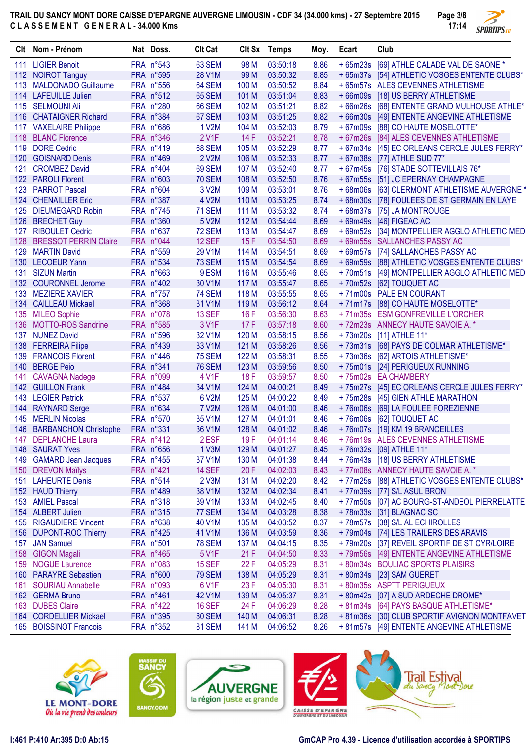# TRAIL DU SANCY MONT DORE CAISSE D'EPARGNE AUVERGNE LIMOUSIN - CDF 34 (34.000 kms) - 27 Septembre 2015

## CLASSEMENT GENERAL - 34.000 Kms

| Clt | Nom - Prénom | Nat | Doss. | Clt Cat | Clt Sx | Temps | Moy. | Ecart | Club |
|---|---|---|---|---|---|---|---|---|---|
| 111 | LIGIER Benoit | FRA | n°543 | 63 SEM | 98 M | 03:50:18 | 8.86 | + 65m23s | [69] ATHLE CALADE VAL DE SAONE * |
| 112 | NOIROT Tanguy | FRA | n°595 | 28 V1M | 99 M | 03:50:32 | 8.85 | + 65m37s | [54] ATHLETIC VOSGES ENTENTE CLUBS* |
| 113 | MALDONADO Guillaume | FRA | n°556 | 64 SEM | 100 M | 03:50:52 | 8.84 | + 65m57s | ALES CEVENNES ATHLETISME |
| 114 | LAFEUILLE Julien | FRA | n°512 | 65 SEM | 101 M | 03:51:04 | 8.83 | + 66m09s | [18] US BERRY ATHLETISME |
| 115 | SELMOUNI Ali | FRA | n°280 | 66 SEM | 102 M | 03:51:21 | 8.82 | + 66m26s | [68] ENTENTE GRAND MULHOUSE ATHLE* |
| 116 | CHATAIGNER Richard | FRA | n°384 | 67 SEM | 103 M | 03:51:25 | 8.82 | + 66m30s | [49] ENTENTE ANGEVINE ATHLETISME |
| 117 | VAXELAIRE Philippe | FRA | n°686 | 1 V2M | 104 M | 03:52:03 | 8.79 | + 67m09s | [88] CO HAUTE MOSELOTTE* |
| 118 | BLANC Florence | FRA | n°346 | 2 V1F | 14 F | 03:52:21 | 8.78 | + 67m26s | [84] ALES CEVENNES ATHLETISME |
| 119 | DORE Cedric | FRA | n°419 | 68 SEM | 105 M | 03:52:29 | 8.77 | + 67m34s | [45] EC ORLEANS CERCLE JULES FERRY* |
| 120 | GOISNARD Denis | FRA | n°469 | 2 V2M | 106 M | 03:52:33 | 8.77 | + 67m38s | [77] ATHLE SUD 77* |
| 121 | CROMBEZ David | FRA | n°404 | 69 SEM | 107 M | 03:52:40 | 8.77 | + 67m45s | [76] STADE SOTTEVILLAIS 76* |
| 122 | PAROLI Florent | FRA | n°603 | 70 SEM | 108 M | 03:52:50 | 8.76 | + 67m55s | [51] JC EPERNAY CHAMPAGNE |
| 123 | PARROT Pascal | FRA | n°604 | 3 V2M | 109 M | 03:53:01 | 8.76 | + 68m06s | [63] CLERMONT ATHLETISME AUVERGNE * |
| 124 | CHENAILLER Eric | FRA | n°387 | 4 V2M | 110 M | 03:53:25 | 8.74 | + 68m30s | [78] FOULEES DE ST GERMAIN EN LAYE |
| 125 | DIEUMEGARD Robin | FRA | n°745 | 71 SEM | 111 M | 03:53:32 | 8.74 | + 68m37s | [75] JA MONTROUGE |
| 126 | BRECHET Guy | FRA | n°360 | 5 V2M | 112 M | 03:54:44 | 8.69 | + 69m49s | [46] FIGEAC AC |
| 127 | RIBOULET Cedric | FRA | n°637 | 72 SEM | 113 M | 03:54:47 | 8.69 | + 69m52s | [34] MONTPELLIER AGGLO ATHLETIC MED |
| 128 | BRESSOT PERRIN Claire | FRA | n°044 | 12 SEF | 15 F | 03:54:50 | 8.69 | + 69m55s | SALLANCHES PASSY AC |
| 129 | MARTIN David | FRA | n°559 | 29 V1M | 114 M | 03:54:51 | 8.69 | + 69m57s | [74] SALLANCHES PASSY AC |
| 130 | LECOEUR Yann | FRA | n°534 | 73 SEM | 115 M | 03:54:54 | 8.69 | + 69m59s | [88] ATHLETIC VOSGES ENTENTE CLUBS* |
| 131 | SIZUN Martin | FRA | n°663 | 9 ESM | 116 M | 03:55:46 | 8.65 | + 70m51s | [49] MONTPELLIER AGGLO ATHLETIC MED |
| 132 | COURONNEL Jerome | FRA | n°402 | 30 V1M | 117 M | 03:55:47 | 8.65 | + 70m52s | [62] TOUQUET AC |
| 133 | MEZIERE XAVIER | FRA | n°757 | 74 SEM | 118 M | 03:55:55 | 8.65 | + 71m00s | PALE EN COURANT |
| 134 | CAILLEAU Mickael | FRA | n°368 | 31 V1M | 119 M | 03:56:12 | 8.64 | + 71m17s | [88] CO HAUTE MOSELOTTE* |
| 135 | MILEO Sophie | FRA | n°078 | 13 SEF | 16 F | 03:56:30 | 8.63 | + 71m35s | ESM GONFREVILLE L'ORCHER |
| 136 | MOTTO-ROS Sandrine | FRA | n°585 | 3 V1F | 17 F | 03:57:18 | 8.60 | + 72m23s | ANNECY HAUTE SAVOIE A. * |
| 137 | NUNEZ David | FRA | n°596 | 32 V1M | 120 M | 03:58:15 | 8.56 | + 73m20s | [11] ATHLE 11* |
| 138 | FERREIRA Filipe | FRA | n°439 | 33 V1M | 121 M | 03:58:26 | 8.56 | + 73m31s | [68] PAYS DE COLMAR ATHLETISME* |
| 139 | FRANCOIS Florent | FRA | n°446 | 75 SEM | 122 M | 03:58:31 | 8.55 | + 73m36s | [62] ARTOIS ATHLETISME* |
| 140 | BERGE Peio | FRA | n°341 | 76 SEM | 123 M | 03:59:56 | 8.50 | + 75m01s | [24] PERIGUEUX RUNNING |
| 141 | CAVAGNA Nadege | FRA | n°099 | 4 V1F | 18 F | 03:59:57 | 8.50 | + 75m02s | EA CHAMBERY |
| 142 | GUILLON Frank | FRA | n°484 | 34 V1M | 124 M | 04:00:21 | 8.49 | + 75m27s | [45] EC ORLEANS CERCLE JULES FERRY* |
| 143 | LEGIER Patrick | FRA | n°537 | 6 V2M | 125 M | 04:00:22 | 8.49 | + 75m28s | [45] GIEN ATHLE MARATHON |
| 144 | RAYNARD Serge | FRA | n°634 | 7 V2M | 126 M | 04:01:00 | 8.46 | + 76m06s | [69] LA FOULEE FOREZIENNE |
| 145 | MERLIN Nicolas | FRA | n°570 | 35 V1M | 127 M | 04:01:01 | 8.46 | + 76m06s | [62] TOUQUET AC |
| 146 | BARBANCHON Christophe | FRA | n°331 | 36 V1M | 128 M | 04:01:02 | 8.46 | + 76m07s | [19] KM 19 BRANCEILLES |
| 147 | DEPLANCHE Laura | FRA | n°412 | 2 ESF | 19 F | 04:01:14 | 8.46 | + 76m19s | ALES CEVENNES ATHLETISME |
| 148 | SAURAT Yves | FRA | n°656 | 1 V3M | 129 M | 04:01:27 | 8.45 | + 76m32s | [09] ATHLE 11* |
| 149 | GAMARD Jean Jacques | FRA | n°455 | 37 V1M | 130 M | 04:01:38 | 8.44 | + 76m43s | [18] US BERRY ATHLETISME |
| 150 | DREVON Maïlys | FRA | n°421 | 14 SEF | 20 F | 04:02:03 | 8.43 | + 77m08s | ANNECY HAUTE SAVOIE A. * |
| 151 | LAHEURTE Denis | FRA | n°514 | 2 V3M | 131 M | 04:02:20 | 8.42 | + 77m25s | [88] ATHLETIC VOSGES ENTENTE CLUBS* |
| 152 | HAUD Thierry | FRA | n°489 | 38 V1M | 132 M | 04:02:34 | 8.41 | + 77m39s | [77] S/L ASUL BRON |
| 153 | AMIEL Pascal | FRA | n°318 | 39 V1M | 133 M | 04:02:45 | 8.40 | + 77m50s | [07] AC BOURG-ST-ANDEOL PIERRELATTE |
| 154 | ALBERT Julien | FRA | n°315 | 77 SEM | 134 M | 04:03:28 | 8.38 | + 78m33s | [31] BLAGNAC SC |
| 155 | RIGAUDIERE Vincent | FRA | n°638 | 40 V1M | 135 M | 04:03:52 | 8.37 | + 78m57s | [38] S/L AL ECHIROLLES |
| 156 | DUPONT-ROC Thierry | FRA | n°425 | 41 V1M | 136 M | 04:03:59 | 8.36 | + 79m04s | [74] LES TRAILERS DES ARAVIS |
| 157 | JAN Samuel | FRA | n°501 | 78 SEM | 137 M | 04:04:15 | 8.35 | + 79m20s | [37] REVEIL SPORTIF DE ST CYR/LOIRE |
| 158 | GIGON Magali | FRA | n°465 | 5 V1F | 21 F | 04:04:50 | 8.33 | + 79m56s | [49] ENTENTE ANGEVINE ATHLETISME |
| 159 | NOGUE Laurence | FRA | n°083 | 15 SEF | 22 F | 04:05:29 | 8.31 | + 80m34s | BOULIAC SPORTS PLAISIRS |
| 160 | PARAYRE Sebastien | FRA | n°600 | 79 SEM | 138 M | 04:05:29 | 8.31 | + 80m34s | [23] SAM GUERET |
| 161 | SOURIAU Annabelle | FRA | n°093 | 6 V1F | 23 F | 04:05:30 | 8.31 | + 80m35s | ASPTT PERIGUEUX |
| 162 | GERMA Bruno | FRA | n°461 | 42 V1M | 139 M | 04:05:37 | 8.31 | + 80m42s | [07] A SUD ARDECHE DROME* |
| 163 | DUBES Claire | FRA | n°422 | 16 SEF | 24 F | 04:06:29 | 8.28 | + 81m34s | [64] PAYS BASQUE ATHLETISME* |
| 164 | CORDELLIER Mickael | FRA | n°395 | 80 SEM | 140 M | 04:06:31 | 8.28 | + 81m36s | [30] CLUB SPORTIF AVIGNON MONTFAVET |
| 165 | BOISSINOT Francois | FRA | n°352 | 81 SEM | 141 M | 04:06:52 | 8.26 | + 81m57s | [49] ENTENTE ANGEVINE ATHLETISME |

I:461 P:410 Ar:395 D:0 Ab:15

GmCAP Pro 4.39 - Licence d'utilisation accordée à SPORTIPS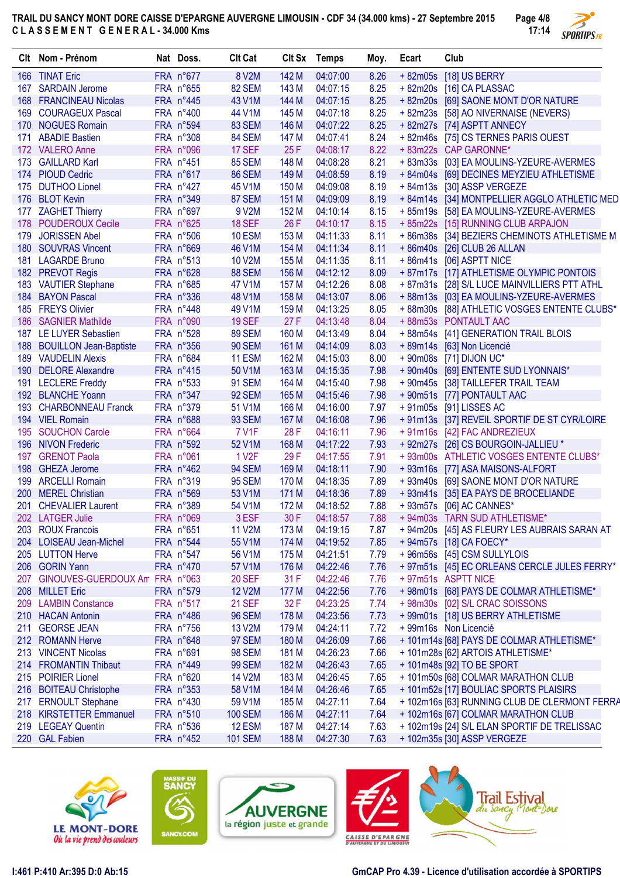# TRAIL DU SANCY MONT DORE CAISSE D'EPARGNE AUVERGNE LIMOUSIN - CDF 34 (34.000 kms) - 27 Septembre 2015

## CLASSEMENT GENERAL - 34.000 Kms

| Clt | Nom - Prénom | Nat | Doss. | Clt Cat | Clt Sx | Temps | Moy. | Ecart | Club |
|---|---|---|---|---|---|---|---|---|---|
| 166 | TINAT Eric | FRA | n°677 | 8 V2M | 142 M | 04:07:00 | 8.26 | + 82m05s | [18] US BERRY |
| 167 | SARDAIN Jerome | FRA | n°655 | 82 SEM | 143 M | 04:07:15 | 8.25 | + 82m20s | [16] CA PLASSAC |
| 168 | FRANCINEAU Nicolas | FRA | n°445 | 43 V1M | 144 M | 04:07:15 | 8.25 | + 82m20s | [69] SAONE MONT D'OR NATURE |
| 169 | COURAGEUX Pascal | FRA | n°400 | 44 V1M | 145 M | 04:07:18 | 8.25 | + 82m23s | [58] AO NIVERNAISE (NEVERS) |
| 170 | NOGUES Romain | FRA | n°594 | 83 SEM | 146 M | 04:07:22 | 8.25 | + 82m27s | [74] ASPTT ANNECY |
| 171 | ABADIE Bastien | FRA | n°308 | 84 SEM | 147 M | 04:07:41 | 8.24 | + 82m46s | [75] CS TERNES PARIS OUEST |
| 172 | VALERO Anne | FRA | n°096 | 17 SEF | 25 F | 04:08:17 | 8.22 | + 83m22s | CAP GARONNE* |
| 173 | GAILLARD Karl | FRA | n°451 | 85 SEM | 148 M | 04:08:28 | 8.21 | + 83m33s | [03] EA MOULINS-YZEURE-AVERMES |
| 174 | PIOUD Cedric | FRA | n°617 | 86 SEM | 149 M | 04:08:59 | 8.19 | + 84m04s | [69] DECINES MEYZIEU ATHLETISME |
| 175 | DUTHOO Lionel | FRA | n°427 | 45 V1M | 150 M | 04:09:08 | 8.19 | + 84m13s | [30] ASSP VERGEZE |
| 176 | BLOT Kevin | FRA | n°349 | 87 SEM | 151 M | 04:09:09 | 8.19 | + 84m14s | [34] MONTPELLIER AGGLO ATHLETIC MED |
| 177 | ZAGHET Thierry | FRA | n°697 | 9 V2M | 152 M | 04:10:14 | 8.15 | + 85m19s | [58] EA MOULINS-YZEURE-AVERMES |
| 178 | POUDEROUX Cecile | FRA | n°625 | 18 SEF | 26 F | 04:10:17 | 8.15 | + 85m22s | [15] RUNNING CLUB ARPAJON |
| 179 | JORISSEN Abel | FRA | n°506 | 10 ESM | 153 M | 04:11:33 | 8.11 | + 86m38s | [34] BEZIERS CHEMINOTS ATHLETISME M |
| 180 | SOUVRAS Vincent | FRA | n°669 | 46 V1M | 154 M | 04:11:34 | 8.11 | + 86m40s | [26] CLUB 26 ALLAN |
| 181 | LAGARDE Bruno | FRA | n°513 | 10 V2M | 155 M | 04:11:35 | 8.11 | + 86m41s | [06] ASPTT NICE |
| 182 | PREVOT Regis | FRA | n°628 | 88 SEM | 156 M | 04:12:12 | 8.09 | + 87m17s | [17] ATHLETISME OLYMPIC PONTOIS |
| 183 | VAUTIER Stephane | FRA | n°685 | 47 V1M | 157 M | 04:12:26 | 8.08 | + 87m31s | [28] S/L LUCE MAINVILLIERS PTT ATHL |
| 184 | BAYON Pascal | FRA | n°336 | 48 V1M | 158 M | 04:13:07 | 8.06 | + 88m13s | [03] EA MOULINS-YZEURE-AVERMES |
| 185 | FREYS Olivier | FRA | n°448 | 49 V1M | 159 M | 04:13:25 | 8.05 | + 88m30s | [88] ATHLETIC VOSGES ENTENTE CLUBS* |
| 186 | SAGNIER Mathilde | FRA | n°090 | 19 SEF | 27 F | 04:13:48 | 8.04 | + 88m53s | PONTAULT AAC |
| 187 | LE LUYER Sebastien | FRA | n°528 | 89 SEM | 160 M | 04:13:49 | 8.04 | + 88m54s | [41] GENERATION TRAIL BLOIS |
| 188 | BOUILLON Jean-Baptiste | FRA | n°356 | 90 SEM | 161 M | 04:14:09 | 8.03 | + 89m14s | [63] Non Licencié |
| 189 | VAUDELIN Alexis | FRA | n°684 | 11 ESM | 162 M | 04:15:03 | 8.00 | + 90m08s | [71] DIJON UC* |
| 190 | DELORE Alexandre | FRA | n°415 | 50 V1M | 163 M | 04:15:35 | 7.98 | + 90m40s | [69] ENTENTE SUD LYONNAIS* |
| 191 | LECLERE Freddy | FRA | n°533 | 91 SEM | 164 M | 04:15:40 | 7.98 | + 90m45s | [38] TAILLEFER TRAIL TEAM |
| 192 | BLANCHE Yoann | FRA | n°347 | 92 SEM | 165 M | 04:15:46 | 7.98 | + 90m51s | [77] PONTAULT AAC |
| 193 | CHARBONNEAU Franck | FRA | n°379 | 51 V1M | 166 M | 04:16:00 | 7.97 | + 91m05s | [91] LISSES AC |
| 194 | VIEL Romain | FRA | n°688 | 93 SEM | 167 M | 04:16:08 | 7.96 | + 91m13s | [37] REVEIL SPORTIF DE ST CYR/LOIRE |
| 195 | SOUCHON Carole | FRA | n°664 | 7 V1F | 28 F | 04:16:11 | 7.96 | + 91m16s | [42] FAC ANDREZIEUX |
| 196 | NIVON Frederic | FRA | n°592 | 52 V1M | 168 M | 04:17:22 | 7.93 | + 92m27s | [26] CS BOURGOIN-JALLIEU * |
| 197 | GRENOT Paola | FRA | n°061 | 1 V2F | 29 F | 04:17:55 | 7.91 | + 93m00s | ATHLETIC VOSGES ENTENTE CLUBS* |
| 198 | GHEZA Jerome | FRA | n°462 | 94 SEM | 169 M | 04:18:11 | 7.90 | + 93m16s | [77] ASA MAISONS-ALFORT |
| 199 | ARCELLI Romain | FRA | n°319 | 95 SEM | 170 M | 04:18:35 | 7.89 | + 93m40s | [69] SAONE MONT D'OR NATURE |
| 200 | MEREL Christian | FRA | n°569 | 53 V1M | 171 M | 04:18:36 | 7.89 | + 93m41s | [35] EA PAYS DE BROCELIANDE |
| 201 | CHEVALIER Laurent | FRA | n°389 | 54 V1M | 172 M | 04:18:52 | 7.88 | + 93m57s | [06] AC CANNES* |
| 202 | LATGER Julie | FRA | n°069 | 3 ESF | 30 F | 04:18:57 | 7.88 | + 94m03s | TARN SUD ATHLETISME* |
| 203 | ROUX Francois | FRA | n°651 | 11 V2M | 173 M | 04:19:15 | 7.87 | + 94m20s | [45] AS FLEURY LES AUBRAIS SARAN AT |
| 204 | LOISEAU Jean-Michel | FRA | n°544 | 55 V1M | 174 M | 04:19:52 | 7.85 | + 94m57s | [18] CA FOECY* |
| 205 | LUTTON Herve | FRA | n°547 | 56 V1M | 175 M | 04:21:51 | 7.79 | + 96m56s | [45] CSM SULLYLOIS |
| 206 | GORIN Yann | FRA | n°470 | 57 V1M | 176 M | 04:22:46 | 7.76 | + 97m51s | [45] EC ORLEANS CERCLE JULES FERRY* |
| 207 | GINOUVES-GUERDOUX Am | FRA | n°063 | 20 SEF | 31 F | 04:22:46 | 7.76 | + 97m51s | ASPTT NICE |
| 208 | MILLET Eric | FRA | n°579 | 12 V2M | 177 M | 04:22:56 | 7.76 | + 98m01s | [68] PAYS DE COLMAR ATHLETISME* |
| 209 | LAMBIN Constance | FRA | n°517 | 21 SEF | 32 F | 04:23:25 | 7.74 | + 98m30s | [02] S/L CRAC SOISSONS |
| 210 | HACAN Antonin | FRA | n°486 | 96 SEM | 178 M | 04:23:56 | 7.73 | + 99m01s | [18] US BERRY ATHLETISME |
| 211 | GEORSE JEAN | FRA | n°756 | 13 V2M | 179 M | 04:24:11 | 7.72 | + 99m16s | Non Licencié |
| 212 | ROMANN Herve | FRA | n°648 | 97 SEM | 180 M | 04:26:09 | 7.66 | + 101m14s | [68] PAYS DE COLMAR ATHLETISME* |
| 213 | VINCENT Nicolas | FRA | n°691 | 98 SEM | 181 M | 04:26:23 | 7.66 | + 101m28s | [62] ARTOIS ATHLETISME* |
| 214 | FROMANTIN Thibaut | FRA | n°449 | 99 SEM | 182 M | 04:26:43 | 7.65 | + 101m48s | [92] TO BE SPORT |
| 215 | POIRIER Lionel | FRA | n°620 | 14 V2M | 183 M | 04:26:45 | 7.65 | + 101m50s | [68] COLMAR MARATHON CLUB |
| 216 | BOITEAU Christophe | FRA | n°353 | 58 V1M | 184 M | 04:26:46 | 7.65 | + 101m52s | [17] BOULIAC SPORTS PLAISIRS |
| 217 | ERNOULT Stephane | FRA | n°430 | 59 V1M | 185 M | 04:27:11 | 7.64 | + 102m16s | [63] RUNNING CLUB DE CLERMONT FERRA |
| 218 | KIRSTETTER Emmanuel | FRA | n°510 | 100 SEM | 186 M | 04:27:11 | 7.64 | + 102m16s | [67] COLMAR MARATHON CLUB |
| 219 | LEGEAY Quentin | FRA | n°536 | 12 ESM | 187 M | 04:27:14 | 7.63 | + 102m19s | [24] S/L ELAN SPORTIF DE TRELISSAC |
| 220 | GAL Fabien | FRA | n°452 | 101 SEM | 188 M | 04:27:30 | 7.63 | + 102m35s | [30] ASSP VERGEZE |

I:461 P:410 Ar:395 D:0 Ab:15

GmCAP Pro 4.39 - Licence d'utilisation accordée à SPORTIPS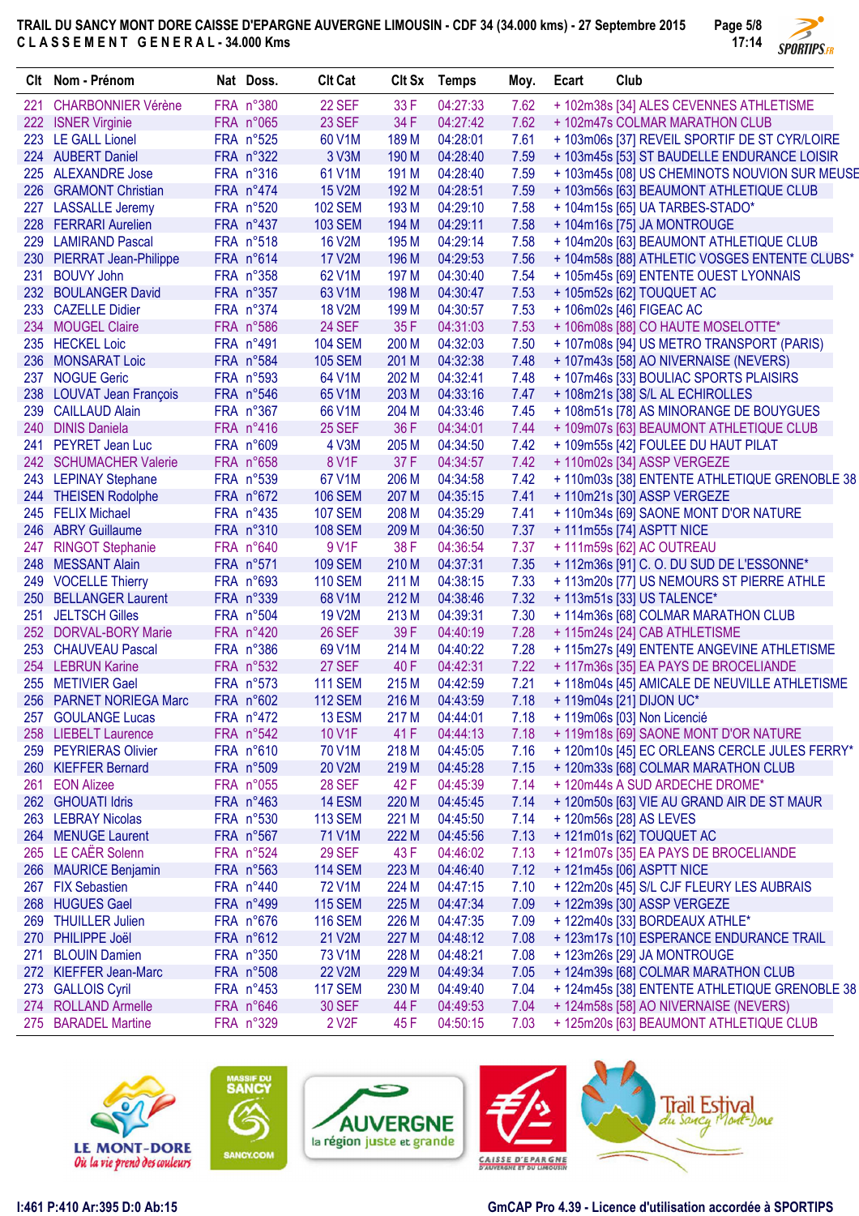**TRAIL DU SANCY MONT DORE CAISSE D'EPARGNE AUVERGNE LIMOUSIN - CDF 34 (34.000 kms) - 27 Septembre 2015**

**CLASSEMENT GENERAL - 34.000 Kms**

| Clt | Nom - Prénom | Nat | Doss. | Clt Cat | Clt Sx | Temps | Moy. | Ecart | Club |
|---|---|---|---|---|---|---|---|---|---|
| 221 | CHARBONNIER Vérène | FRA | n°380 | 22 SEF | 33 F | 04:27:33 | 7.62 | + 102m38s [34] | ALES CEVENNES ATHLETISME |
| 222 | ISNER Virginie | FRA | n°065 | 23 SEF | 34 F | 04:27:42 | 7.62 | + 102m47s | COLMAR MARATHON CLUB |
| 223 | LE GALL Lionel | FRA | n°525 | 60 V1M | 189 M | 04:28:01 | 7.61 | + 103m06s [37] | REVEIL SPORTIF DE ST CYR/LOIRE |
| 224 | AUBERT Daniel | FRA | n°322 | 3 V3M | 190 M | 04:28:40 | 7.59 | + 103m45s [53] | ST BAUDELLE ENDURANCE LOISIR |
| 225 | ALEXANDRE Jose | FRA | n°316 | 61 V1M | 191 M | 04:28:40 | 7.59 | + 103m45s [08] | US CHEMINOTS NOUVION SUR MEUSE |
| 226 | GRAMONT Christian | FRA | n°474 | 15 V2M | 192 M | 04:28:51 | 7.59 | + 103m56s [63] | BEAUMONT ATHLETIQUE CLUB |
| 227 | LASSALLE Jeremy | FRA | n°520 | 102 SEM | 193 M | 04:29:10 | 7.58 | + 104m15s [65] | UA TARBES-STADO* |
| 228 | FERRARI Aurelien | FRA | n°437 | 103 SEM | 194 M | 04:29:11 | 7.58 | + 104m16s [75] | JA MONTROUGE |
| 229 | LAMIRAND Pascal | FRA | n°518 | 16 V2M | 195 M | 04:29:14 | 7.58 | + 104m20s [63] | BEAUMONT ATHLETIQUE CLUB |
| 230 | PIERRAT Jean-Philippe | FRA | n°614 | 17 V2M | 196 M | 04:29:53 | 7.56 | + 104m58s [88] | ATHLETIC VOSGES ENTENTE CLUBS* |
| 231 | BOUVY John | FRA | n°358 | 62 V1M | 197 M | 04:30:40 | 7.54 | + 105m45s [69] | ENTENTE OUEST LYONNAIS |
| 232 | BOULANGER David | FRA | n°357 | 63 V1M | 198 M | 04:30:47 | 7.53 | + 105m52s [62] | TOUQUET AC |
| 233 | CAZELLE Didier | FRA | n°374 | 18 V2M | 199 M | 04:30:57 | 7.53 | + 106m02s [46] | FIGEAC AC |
| 234 | MOUGEL Claire | FRA | n°586 | 24 SEF | 35 F | 04:31:03 | 7.53 | + 106m08s [88] | CO HAUTE MOSELOTTE* |
| 235 | HECKEL Loic | FRA | n°491 | 104 SEM | 200 M | 04:32:03 | 7.50 | + 107m08s [94] | US METRO TRANSPORT (PARIS) |
| 236 | MONSARAT Loic | FRA | n°584 | 105 SEM | 201 M | 04:32:38 | 7.48 | + 107m43s [58] | AO NIVERNAISE (NEVERS) |
| 237 | NOGUE Geric | FRA | n°593 | 64 V1M | 202 M | 04:32:41 | 7.48 | + 107m46s [33] | BOULIAC SPORTS PLAISIRS |
| 238 | LOUVAT Jean François | FRA | n°546 | 65 V1M | 203 M | 04:33:16 | 7.47 | + 108m21s [38] | S/L AL ECHIROLLES |
| 239 | CAILLAUD Alain | FRA | n°367 | 66 V1M | 204 M | 04:33:46 | 7.45 | + 108m51s [78] | AS MINORANGE DE BOUYGUES |
| 240 | DINIS Daniela | FRA | n°416 | 25 SEF | 36 F | 04:34:01 | 7.44 | + 109m07s [63] | BEAUMONT ATHLETIQUE CLUB |
| 241 | PEYRET Jean Luc | FRA | n°609 | 4 V3M | 205 M | 04:34:50 | 7.42 | + 109m55s [42] | FOULEE DU HAUT PILAT |
| 242 | SCHUMACHER Valerie | FRA | n°658 | 8 V1F | 37 F | 04:34:57 | 7.42 | + 110m02s [34] | ASSP VERGEZE |
| 243 | LEPINAY Stephane | FRA | n°539 | 67 V1M | 206 M | 04:34:58 | 7.42 | + 110m03s [38] | ENTENTE ATHLETIQUE GRENOBLE 38 |
| 244 | THEISEN Rodolphe | FRA | n°672 | 106 SEM | 207 M | 04:35:15 | 7.41 | + 110m21s [30] | ASSP VERGEZE |
| 245 | FELIX Michael | FRA | n°435 | 107 SEM | 208 M | 04:35:29 | 7.41 | + 110m34s [69] | SAONE MONT D'OR NATURE |
| 246 | ABRY Guillaume | FRA | n°310 | 108 SEM | 209 M | 04:36:50 | 7.37 | + 111m55s [74] | ASPTT NICE |
| 247 | RINGOT Stephanie | FRA | n°640 | 9 V1F | 38 F | 04:36:54 | 7.37 | + 111m59s [62] | AC OUTREAU |
| 248 | MESSANT Alain | FRA | n°571 | 109 SEM | 210 M | 04:37:31 | 7.35 | + 112m36s [91] | C. O. DU SUD DE L'ESSONNE* |
| 249 | VOCELLE Thierry | FRA | n°693 | 110 SEM | 211 M | 04:38:15 | 7.33 | + 113m20s [77] | US NEMOURS ST PIERRE ATHLE |
| 250 | BELLANGER Laurent | FRA | n°339 | 68 V1M | 212 M | 04:38:46 | 7.32 | + 113m51s [33] | US TALENCE* |
| 251 | JELTSCH Gilles | FRA | n°504 | 19 V2M | 213 M | 04:39:31 | 7.30 | + 114m36s [68] | COLMAR MARATHON CLUB |
| 252 | DORVAL-BORY Marie | FRA | n°420 | 26 SEF | 39 F | 04:40:19 | 7.28 | + 115m24s [24] | CAB ATHLETISME |
| 253 | CHAUVEAU Pascal | FRA | n°386 | 69 V1M | 214 M | 04:40:22 | 7.28 | + 115m27s [49] | ENTENTE ANGEVINE ATHLETISME |
| 254 | LEBRUN Karine | FRA | n°532 | 27 SEF | 40 F | 04:42:31 | 7.22 | + 117m36s [35] | EA PAYS DE BROCELIANDE |
| 255 | METIVIER Gael | FRA | n°573 | 111 SEM | 215 M | 04:42:59 | 7.21 | + 118m04s [45] | AMICALE DE NEUVILLE ATHLETISME |
| 256 | PARNET NORIEGA Marc | FRA | n°602 | 112 SEM | 216 M | 04:43:59 | 7.18 | + 119m04s [21] | DIJON UC* |
| 257 | GOULANGE Lucas | FRA | n°472 | 13 ESM | 217 M | 04:44:01 | 7.18 | + 119m06s [03] | Non Licencié |
| 258 | LIEBELT Laurence | FRA | n°542 | 10 V1F | 41 F | 04:44:13 | 7.18 | + 119m18s [69] | SAONE MONT D'OR NATURE |
| 259 | PEYRIERAS Olivier | FRA | n°610 | 70 V1M | 218 M | 04:45:05 | 7.16 | + 120m10s [45] | EC ORLEANS CERCLE JULES FERRY* |
| 260 | KIEFFER Bernard | FRA | n°509 | 20 V2M | 219 M | 04:45:28 | 7.15 | + 120m33s [68] | COLMAR MARATHON CLUB |
| 261 | EON Alizee | FRA | n°055 | 28 SEF | 42 F | 04:45:39 | 7.14 | + 120m44s | A SUD ARDECHE DROME* |
| 262 | GHOUATI Idris | FRA | n°463 | 14 ESM | 220 M | 04:45:45 | 7.14 | + 120m50s [63] | VIE AU GRAND AIR DE ST MAUR |
| 263 | LEBRAY Nicolas | FRA | n°530 | 113 SEM | 221 M | 04:45:50 | 7.14 | + 120m56s [28] | AS LEVES |
| 264 | MENUGE Laurent | FRA | n°567 | 71 V1M | 222 M | 04:45:56 | 7.13 | + 121m01s [62] | TOUQUET AC |
| 265 | LE CAËR Solenn | FRA | n°524 | 29 SEF | 43 F | 04:46:02 | 7.13 | + 121m07s [35] | EA PAYS DE BROCELIANDE |
| 266 | MAURICE Benjamin | FRA | n°563 | 114 SEM | 223 M | 04:46:40 | 7.12 | + 121m45s [06] | ASPTT NICE |
| 267 | FIX Sebastien | FRA | n°440 | 72 V1M | 224 M | 04:47:15 | 7.10 | + 122m20s [45] | S/L CJF FLEURY LES AUBRAIS |
| 268 | HUGUES Gael | FRA | n°499 | 115 SEM | 225 M | 04:47:34 | 7.09 | + 122m39s [30] | ASSP VERGEZE |
| 269 | THUILLER Julien | FRA | n°676 | 116 SEM | 226 M | 04:47:35 | 7.09 | + 122m40s [33] | BORDEAUX ATHLE* |
| 270 | PHILIPPE Joël | FRA | n°612 | 21 V2M | 227 M | 04:48:12 | 7.08 | + 123m17s [10] | ESPERANCE ENDURANCE TRAIL |
| 271 | BLOUIN Damien | FRA | n°350 | 73 V1M | 228 M | 04:48:21 | 7.08 | + 123m26s [29] | JA MONTROUGE |
| 272 | KIEFFER Jean-Marc | FRA | n°508 | 22 V2M | 229 M | 04:49:34 | 7.05 | + 124m39s [68] | COLMAR MARATHON CLUB |
| 273 | GALLOIS Cyril | FRA | n°453 | 117 SEM | 230 M | 04:49:40 | 7.04 | + 124m45s [38] | ENTENTE ATHLETIQUE GRENOBLE 38 |
| 274 | ROLLAND Armelle | FRA | n°646 | 30 SEF | 44 F | 04:49:53 | 7.04 | + 124m58s [58] | AO NIVERNAISE (NEVERS) |
| 275 | BARADEL Martine | FRA | n°329 | 2 V2F | 45 F | 04:50:15 | 7.03 | + 125m20s [63] | BEAUMONT ATHLETIQUE CLUB |

I:461 P:410 Ar:395 D:0 Ab:15

GmCAP Pro 4.39 - Licence d'utilisation accordée à SPORTIPS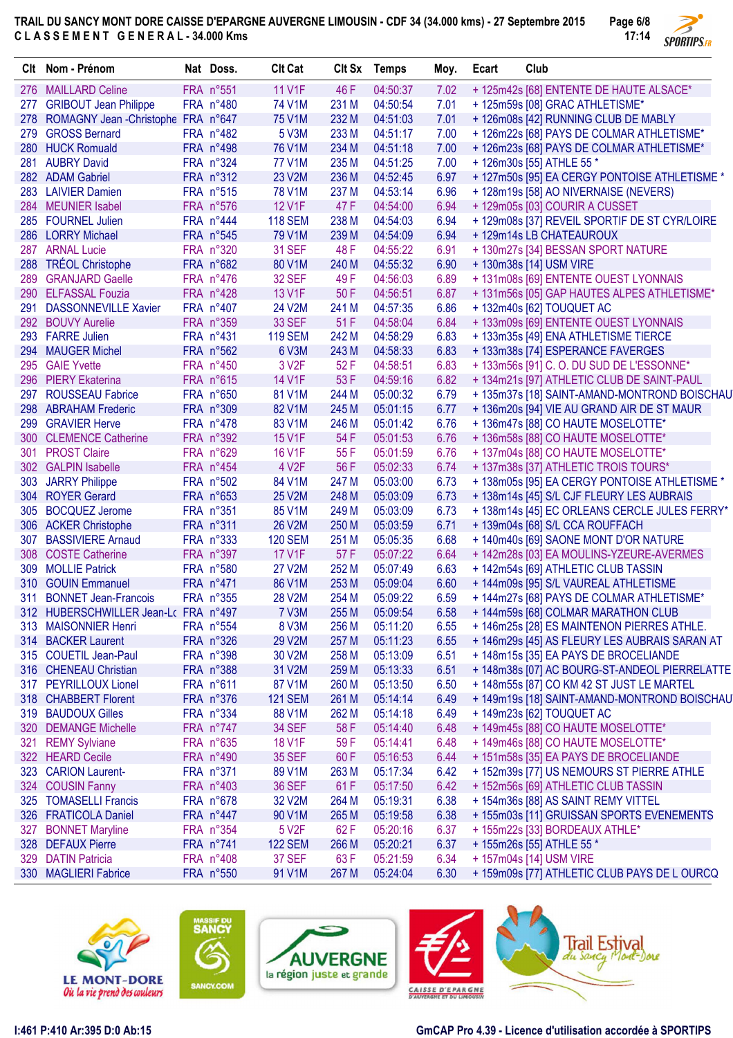# TRAIL DU SANCY MONT DORE CAISSE D'EPARGNE AUVERGNE LIMOUSIN - CDF 34 (34.000 kms) - 27 Septembre 2015

## C L A S S E M E N T   G E N E R A L - 34.000 Kms

| Clt | Nom - Prénom | Nat | Doss. | Clt Cat | Clt Sx | Temps | Moy. | Ecart | Club |
|---|---|---|---|---|---|---|---|---|---|
| 276 | MAILLARD Celine | FRA | n°551 | 11 V1F | 46 F | 04:50:37 | 7.02 | + 125m42s | [68] ENTENTE DE HAUTE ALSACE* |
| 277 | GRIBOUT Jean Philippe | FRA | n°480 | 74 V1M | 231 M | 04:50:54 | 7.01 | + 125m59s | [08] GRAC ATHLETISME* |
| 278 | ROMAGNY Jean -Christophe | FRA | n°647 | 75 V1M | 232 M | 04:51:03 | 7.01 | + 126m08s | [42] RUNNING CLUB DE MABLY |
| 279 | GROSS Bernard | FRA | n°482 | 5 V3M | 233 M | 04:51:17 | 7.00 | + 126m22s | [68] PAYS DE COLMAR ATHLETISME* |
| 280 | HUCK Romauld | FRA | n°498 | 76 V1M | 234 M | 04:51:18 | 7.00 | + 126m23s | [68] PAYS DE COLMAR ATHLETISME* |
| 281 | AUBRY David | FRA | n°324 | 77 V1M | 235 M | 04:51:25 | 7.00 | + 126m30s | [55] ATHLE 55 * |
| 282 | ADAM Gabriel | FRA | n°312 | 23 V2M | 236 M | 04:52:45 | 6.97 | + 127m50s | [95] EA CERGY PONTOISE ATHLETISME * |
| 283 | LAIVIER Damien | FRA | n°515 | 78 V1M | 237 M | 04:53:14 | 6.96 | + 128m19s | [58] AO NIVERNAISE (NEVERS) |
| 284 | MEUNIER Isabel | FRA | n°576 | 12 V1F | 47 F | 04:54:00 | 6.94 | + 129m05s | [03] COURIR A CUSSET |
| 285 | FOURNEL Julien | FRA | n°444 | 118 SEM | 238 M | 04:54:03 | 6.94 | + 129m08s | [37] REVEIL SPORTIF DE ST CYR/LOIRE |
| 286 | LORRY Michael | FRA | n°545 | 79 V1M | 239 M | 04:54:09 | 6.94 | + 129m14s | LB CHATEAUROUX |
| 287 | ARNAL Lucie | FRA | n°320 | 31 SEF | 48 F | 04:55:22 | 6.91 | + 130m27s | [34] BESSAN SPORT NATURE |
| 288 | TRÉOL Christophe | FRA | n°682 | 80 V1M | 240 M | 04:55:32 | 6.90 | + 130m38s | [14] USM VIRE |
| 289 | GRANJARD Gaelle | FRA | n°476 | 32 SEF | 49 F | 04:56:03 | 6.89 | + 131m08s | [69] ENTENTE OUEST LYONNAIS |
| 290 | ELFASSAL Fouzia | FRA | n°428 | 13 V1F | 50 F | 04:56:51 | 6.87 | + 131m56s | [05] GAP HAUTES ALPES ATHLETISME* |
| 291 | DASSONNEVILLE Xavier | FRA | n°407 | 24 V2M | 241 M | 04:57:35 | 6.86 | + 132m40s | [62] TOUQUET AC |
| 292 | BOUVY Aurelie | FRA | n°359 | 33 SEF | 51 F | 04:58:04 | 6.84 | + 133m09s | [69] ENTENTE OUEST LYONNAIS |
| 293 | FARRE Julien | FRA | n°431 | 119 SEM | 242 M | 04:58:29 | 6.83 | + 133m35s | [49] ENA ATHLETISME TIERCE |
| 294 | MAUGER Michel | FRA | n°562 | 6 V3M | 243 M | 04:58:33 | 6.83 | + 133m38s | [74] ESPERANCE FAVERGES |
| 295 | GAIE Yvette | FRA | n°450 | 3 V2F | 52 F | 04:58:51 | 6.83 | + 133m56s | [91] C. O. DU SUD DE L'ESSONNE* |
| 296 | PIERY Ekaterina | FRA | n°615 | 14 V1F | 53 F | 04:59:16 | 6.82 | + 134m21s | [97] ATHLETIC CLUB DE SAINT-PAUL |
| 297 | ROUSSEAU Fabrice | FRA | n°650 | 81 V1M | 244 M | 05:00:32 | 6.79 | + 135m37s | [18] SAINT-AMAND-MONTROND BOISCHAU |
| 298 | ABRAHAM Frederic | FRA | n°309 | 82 V1M | 245 M | 05:01:15 | 6.77 | + 136m20s | [94] VIE AU GRAND AIR DE ST MAUR |
| 299 | GRAVIER Herve | FRA | n°478 | 83 V1M | 246 M | 05:01:42 | 6.76 | + 136m47s | [88] CO HAUTE MOSELOTTE* |
| 300 | CLEMENCE Catherine | FRA | n°392 | 15 V1F | 54 F | 05:01:53 | 6.76 | + 136m58s | [88] CO HAUTE MOSELOTTE* |
| 301 | PROST Claire | FRA | n°629 | 16 V1F | 55 F | 05:01:59 | 6.76 | + 137m04s | [88] CO HAUTE MOSELOTTE* |
| 302 | GALPIN Isabelle | FRA | n°454 | 4 V2F | 56 F | 05:02:33 | 6.74 | + 137m38s | [37] ATHLETIC TROIS TOURS* |
| 303 | JARRY Philippe | FRA | n°502 | 84 V1M | 247 M | 05:03:00 | 6.73 | + 138m05s | [95] EA CERGY PONTOISE ATHLETISME * |
| 304 | ROYER Gerard | FRA | n°653 | 25 V2M | 248 M | 05:03:09 | 6.73 | + 138m14s | [45] S/L CJF FLEURY LES AUBRAIS |
| 305 | BOCQUEZ Jerome | FRA | n°351 | 85 V1M | 249 M | 05:03:09 | 6.73 | + 138m14s | [45] EC ORLEANS CERCLE JULES FERRY* |
| 306 | ACKER Christophe | FRA | n°311 | 26 V2M | 250 M | 05:03:59 | 6.71 | + 139m04s | [68] S/L CCA ROUFFACH |
| 307 | BASSIVIERE Arnaud | FRA | n°333 | 120 SEM | 251 M | 05:05:35 | 6.68 | + 140m40s | [69] SAONE MONT D'OR NATURE |
| 308 | COSTE Catherine | FRA | n°397 | 17 V1F | 57 F | 05:07:22 | 6.64 | + 142m28s | [03] EA MOULINS-YZEURE-AVERMES |
| 309 | MOLLIE Patrick | FRA | n°580 | 27 V2M | 252 M | 05:07:49 | 6.63 | + 142m54s | [69] ATHLETIC CLUB TASSIN |
| 310 | GOUIN Emmanuel | FRA | n°471 | 86 V1M | 253 M | 05:09:04 | 6.60 | + 144m09s | [95] S/L VAUREAL ATHLETISME |
| 311 | BONNET Jean-Francois | FRA | n°355 | 28 V2M | 254 M | 05:09:22 | 6.59 | + 144m27s | [68] PAYS DE COLMAR ATHLETISME* |
| 312 | HUBERSCHWILLER Jean-Lc | FRA | n°497 | 7 V3M | 255 M | 05:09:54 | 6.58 | + 144m59s | [68] COLMAR MARATHON CLUB |
| 313 | MAISONNIER Henri | FRA | n°554 | 8 V3M | 256 M | 05:11:20 | 6.55 | + 146m25s | [28] ES MAINTENON PIERRES ATHLE. |
| 314 | BACKER Laurent | FRA | n°326 | 29 V2M | 257 M | 05:11:23 | 6.55 | + 146m29s | [45] AS FLEURY LES AUBRAIS SARAN AT |
| 315 | COUETIL Jean-Paul | FRA | n°398 | 30 V2M | 258 M | 05:13:09 | 6.51 | + 148m15s | [35] EA PAYS DE BROCELIANDE |
| 316 | CHENEAU Christian | FRA | n°388 | 31 V2M | 259 M | 05:13:33 | 6.51 | + 148m38s | [07] AC BOURG-ST-ANDEOL PIERRELATTE |
| 317 | PEYRILLOUX Lionel | FRA | n°611 | 87 V1M | 260 M | 05:13:50 | 6.50 | + 148m55s | [87] CO KM 42 ST JUST LE MARTEL |
| 318 | CHABBERT Florent | FRA | n°376 | 121 SEM | 261 M | 05:14:14 | 6.49 | + 149m19s | [18] SAINT-AMAND-MONTROND BOISCHAU |
| 319 | BAUDOUX Gilles | FRA | n°334 | 88 V1M | 262 M | 05:14:18 | 6.49 | + 149m23s | [62] TOUQUET AC |
| 320 | DEMANGE Michelle | FRA | n°747 | 34 SEF | 58 F | 05:14:40 | 6.48 | + 149m45s | [88] CO HAUTE MOSELOTTE* |
| 321 | REMY Sylviane | FRA | n°635 | 18 V1F | 59 F | 05:14:41 | 6.48 | + 149m46s | [88] CO HAUTE MOSELOTTE* |
| 322 | HEARD Cecile | FRA | n°490 | 35 SEF | 60 F | 05:16:53 | 6.44 | + 151m58s | [35] EA PAYS DE BROCELIANDE |
| 323 | CARION Laurent- | FRA | n°371 | 89 V1M | 263 M | 05:17:34 | 6.42 | + 152m39s | [77] US NEMOURS ST PIERRE ATHLE |
| 324 | COUSIN Fanny | FRA | n°403 | 36 SEF | 61 F | 05:17:50 | 6.42 | + 152m56s | [69] ATHLETIC CLUB TASSIN |
| 325 | TOMASELLI Francis | FRA | n°678 | 32 V2M | 264 M | 05:19:31 | 6.38 | + 154m36s | [88] AS SAINT REMY VITTEL |
| 326 | FRATICOLA Daniel | FRA | n°447 | 90 V1M | 265 M | 05:19:58 | 6.38 | + 155m03s | [11] GRUISSAN SPORTS EVENEMENTS |
| 327 | BONNET Maryline | FRA | n°354 | 5 V2F | 62 F | 05:20:16 | 6.37 | + 155m22s | [33] BORDEAUX ATHLE* |
| 328 | DEFAUX Pierre | FRA | n°741 | 122 SEM | 266 M | 05:20:21 | 6.37 | + 155m26s | [55] ATHLE 55 * |
| 329 | DATIN Patricia | FRA | n°408 | 37 SEF | 63 F | 05:21:59 | 6.34 | + 157m04s | [14] USM VIRE |
| 330 | MAGLIERI Fabrice | FRA | n°550 | 91 V1M | 267 M | 05:24:04 | 6.30 | + 159m09s | [77] ATHLETIC CLUB PAYS DE L OURCQ |

I:461 P:410 Ar:395 D:0 Ab:15

GmCAP Pro 4.39 - Licence d'utilisation accordée à SPORTIPS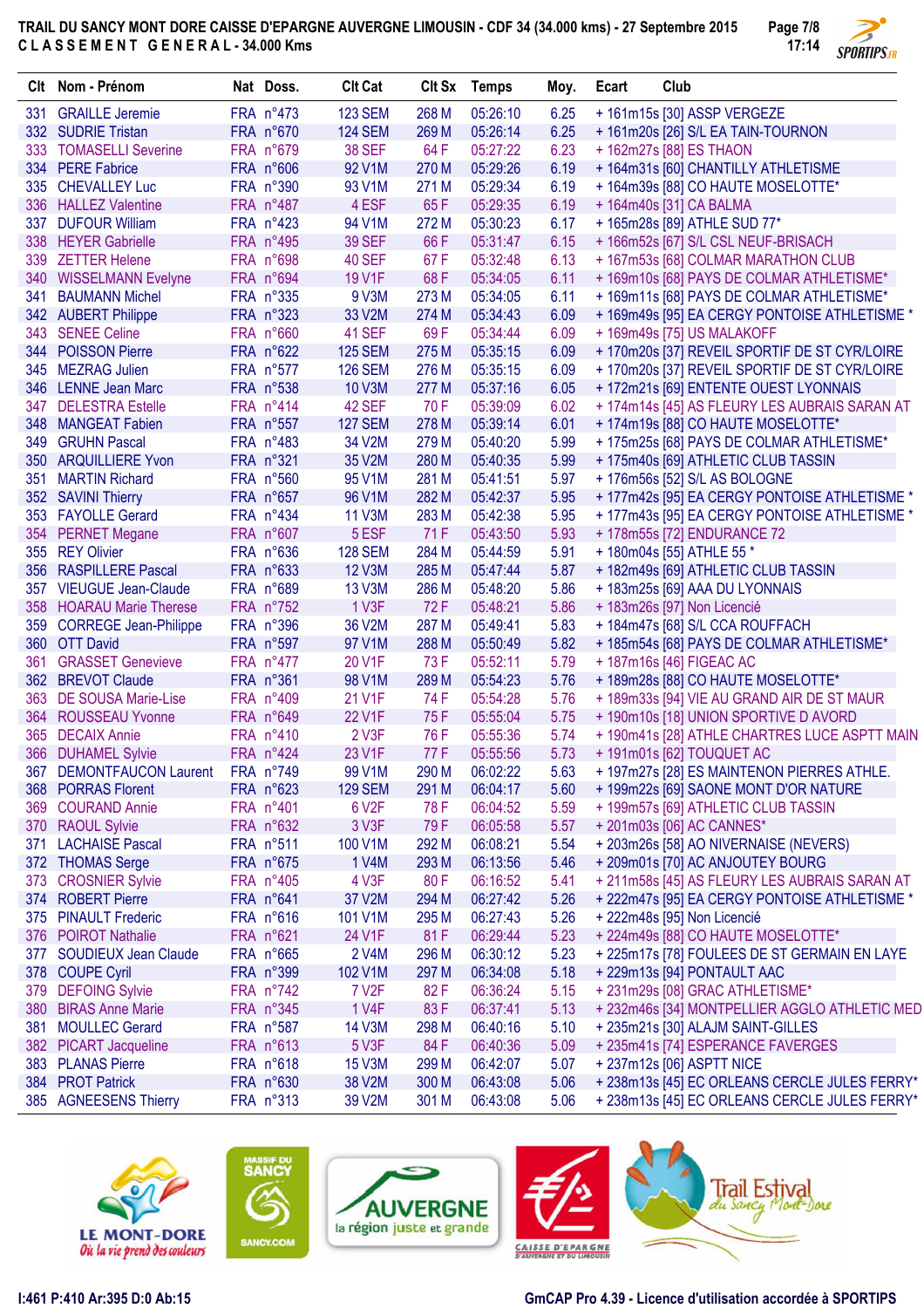**TRAIL DU SANCY MONT DORE CAISSE D'EPARGNE AUVERGNE LIMOUSIN - CDF 34 (34.000 kms) - 27 Septembre 2015**

**C L A S S E M E N T G E N E R A L - 34.000 Kms**

| Clt | Nom - Prénom | Nat | Doss. | Clt Cat | Clt Sx | Temps | Moy. | Ecart | Club |
|---|---|---|---|---|---|---|---|---|---|
| 331 | GRAILLE Jeremie | FRA | n°473 | 123 SEM | 268 M | 05:26:10 | 6.25 | + 161m15s [30] | ASSP VERGEZE |
| 332 | SUDRIE Tristan | FRA | n°670 | 124 SEM | 269 M | 05:26:14 | 6.25 | + 161m20s [26] | S/L EA TAIN-TOURNON |
| 333 | TOMASELLI Severine | FRA | n°679 | 38 SEF | 64 F | 05:27:22 | 6.23 | + 162m27s [88] | ES THAON |
| 334 | PERE Fabrice | FRA | n°606 | 92 V1M | 270 M | 05:29:26 | 6.19 | + 164m31s [60] | CHANTILLY ATHLETISME |
| 335 | CHEVALLEY Luc | FRA | n°390 | 93 V1M | 271 M | 05:29:34 | 6.19 | + 164m39s [88] | CO HAUTE MOSELOTTE* |
| 336 | HALLEZ Valentine | FRA | n°487 | 4 ESF | 65 F | 05:29:35 | 6.19 | + 164m40s [31] | CA BALMA |
| 337 | DUFOUR William | FRA | n°423 | 94 V1M | 272 M | 05:30:23 | 6.17 | + 165m28s [89] | ATHLE SUD 77* |
| 338 | HEYER Gabrielle | FRA | n°495 | 39 SEF | 66 F | 05:31:47 | 6.15 | + 166m52s [67] | S/L CSL NEUF-BRISACH |
| 339 | ZETTER Helene | FRA | n°698 | 40 SEF | 67 F | 05:32:48 | 6.13 | + 167m53s [68] | COLMAR MARATHON CLUB |
| 340 | WISSELMANN Evelyne | FRA | n°694 | 19 V1F | 68 F | 05:34:05 | 6.11 | + 169m10s [68] | PAYS DE COLMAR ATHLETISME* |
| 341 | BAUMANN Michel | FRA | n°335 | 9 V3M | 273 M | 05:34:05 | 6.11 | + 169m11s [68] | PAYS DE COLMAR ATHLETISME* |
| 342 | AUBERT Philippe | FRA | n°323 | 33 V2M | 274 M | 05:34:43 | 6.09 | + 169m49s [95] | EA CERGY PONTOISE ATHLETISME * |
| 343 | SENEE Celine | FRA | n°660 | 41 SEF | 69 F | 05:34:44 | 6.09 | + 169m49s [75] | US MALAKOFF |
| 344 | POISSON Pierre | FRA | n°622 | 125 SEM | 275 M | 05:35:15 | 6.09 | + 170m20s [37] | REVEIL SPORTIF DE ST CYR/LOIRE |
| 345 | MEZRAG Julien | FRA | n°577 | 126 SEM | 276 M | 05:35:15 | 6.09 | + 170m20s [37] | REVEIL SPORTIF DE ST CYR/LOIRE |
| 346 | LENNE Jean Marc | FRA | n°538 | 10 V3M | 277 M | 05:37:16 | 6.05 | + 172m21s [69] | ENTENTE OUEST LYONNAIS |
| 347 | DELESTRA Estelle | FRA | n°414 | 42 SEF | 70 F | 05:39:09 | 6.02 | + 174m14s [45] | AS FLEURY LES AUBRAIS SARAN AT |
| 348 | MANGEAT Fabien | FRA | n°557 | 127 SEM | 278 M | 05:39:14 | 6.01 | + 174m19s [88] | CO HAUTE MOSELOTTE* |
| 349 | GRUHN Pascal | FRA | n°483 | 34 V2M | 279 M | 05:40:20 | 5.99 | + 175m25s [68] | PAYS DE COLMAR ATHLETISME* |
| 350 | ARQUILLIERE Yvon | FRA | n°321 | 35 V2M | 280 M | 05:40:35 | 5.99 | + 175m40s [69] | ATHLETIC CLUB TASSIN |
| 351 | MARTIN Richard | FRA | n°560 | 95 V1M | 281 M | 05:41:51 | 5.97 | + 176m56s [52] | S/L AS BOLOGNE |
| 352 | SAVINI Thierry | FRA | n°657 | 96 V1M | 282 M | 05:42:37 | 5.95 | + 177m42s [95] | EA CERGY PONTOISE ATHLETISME * |
| 353 | FAYOLLE Gerard | FRA | n°434 | 11 V3M | 283 M | 05:42:38 | 5.95 | + 177m43s [95] | EA CERGY PONTOISE ATHLETISME * |
| 354 | PERNET Megane | FRA | n°607 | 5 ESF | 71 F | 05:43:50 | 5.93 | + 178m55s [72] | ENDURANCE 72 |
| 355 | REY Olivier | FRA | n°636 | 128 SEM | 284 M | 05:44:59 | 5.91 | + 180m04s [55] | ATHLE 55 * |
| 356 | RASPILLERE Pascal | FRA | n°633 | 12 V3M | 285 M | 05:47:44 | 5.87 | + 182m49s [69] | ATHLETIC CLUB TASSIN |
| 357 | VIEUGUE Jean-Claude | FRA | n°689 | 13 V3M | 286 M | 05:48:20 | 5.86 | + 183m25s [69] | AAA DU LYONNAIS |
| 358 | HOARAU Marie Therese | FRA | n°752 | 1 V3F | 72 F | 05:48:21 | 5.86 | + 183m26s [97] | Non Licencié |
| 359 | CORREGE Jean-Philippe | FRA | n°396 | 36 V2M | 287 M | 05:49:41 | 5.83 | + 184m47s [68] | S/L CCA ROUFFACH |
| 360 | OTT David | FRA | n°597 | 97 V1M | 288 M | 05:50:49 | 5.82 | + 185m54s [68] | PAYS DE COLMAR ATHLETISME* |
| 361 | GRASSET Genevieve | FRA | n°477 | 20 V1F | 73 F | 05:52:11 | 5.79 | + 187m16s [46] | FIGEAC AC |
| 362 | BREVOT Claude | FRA | n°361 | 98 V1M | 289 M | 05:54:23 | 5.76 | + 189m28s [88] | CO HAUTE MOSELOTTE* |
| 363 | DE SOUSA Marie-Lise | FRA | n°409 | 21 V1F | 74 F | 05:54:28 | 5.76 | + 189m33s [94] | VIE AU GRAND AIR DE ST MAUR |
| 364 | ROUSSEAU Yvonne | FRA | n°649 | 22 V1F | 75 F | 05:55:04 | 5.75 | + 190m10s [18] | UNION SPORTIVE D AVORD |
| 365 | DECAIX Annie | FRA | n°410 | 2 V3F | 76 F | 05:55:36 | 5.74 | + 190m41s [28] | ATHLE CHARTRES LUCE ASPTT MAIN |
| 366 | DUHAMEL Sylvie | FRA | n°424 | 23 V1F | 77 F | 05:55:56 | 5.73 | + 191m01s [62] | TOUQUET AC |
| 367 | DEMONTFAUCON Laurent | FRA | n°749 | 99 V1M | 290 M | 06:02:22 | 5.63 | + 197m27s [28] | ES MAINTENON PIERRES ATHLE. |
| 368 | PORRAS Florent | FRA | n°623 | 129 SEM | 291 M | 06:04:17 | 5.60 | + 199m22s [69] | SAONE MONT D'OR NATURE |
| 369 | COURAND Annie | FRA | n°401 | 6 V2F | 78 F | 06:04:52 | 5.59 | + 199m57s [69] | ATHLETIC CLUB TASSIN |
| 370 | RAOUL Sylvie | FRA | n°632 | 3 V3F | 79 F | 06:05:58 | 5.57 | + 201m03s [06] | AC CANNES* |
| 371 | LACHAISE Pascal | FRA | n°511 | 100 V1M | 292 M | 06:08:21 | 5.54 | + 203m26s [58] | AO NIVERNAISE (NEVERS) |
| 372 | THOMAS Serge | FRA | n°675 | 1 V4M | 293 M | 06:13:56 | 5.46 | + 209m01s [70] | AC ANJOUTEY BOURG |
| 373 | CROSNIER Sylvie | FRA | n°405 | 4 V3F | 80 F | 06:16:52 | 5.41 | + 211m58s [45] | AS FLEURY LES AUBRAIS SARAN AT |
| 374 | ROBERT Pierre | FRA | n°641 | 37 V2M | 294 M | 06:27:42 | 5.26 | + 222m47s [95] | EA CERGY PONTOISE ATHLETISME * |
| 375 | PINAULT Frederic | FRA | n°616 | 101 V1M | 295 M | 06:27:43 | 5.26 | + 222m48s [95] | Non Licencié |
| 376 | POIROT Nathalie | FRA | n°621 | 24 V1F | 81 F | 06:29:44 | 5.23 | + 224m49s [88] | CO HAUTE MOSELOTTE* |
| 377 | SOUDIEUX Jean Claude | FRA | n°665 | 2 V4M | 296 M | 06:30:12 | 5.23 | + 225m17s [78] | FOULEES DE ST GERMAIN EN LAYE |
| 378 | COUPE Cyril | FRA | n°399 | 102 V1M | 297 M | 06:34:08 | 5.18 | + 229m13s [94] | PONTAULT AAC |
| 379 | DEFOING Sylvie | FRA | n°742 | 7 V2F | 82 F | 06:36:24 | 5.15 | + 231m29s [08] | GRAC ATHLETISME* |
| 380 | BIRAS Anne Marie | FRA | n°345 | 1 V4F | 83 F | 06:37:41 | 5.13 | + 232m46s [34] | MONTPELLIER AGGLO ATHLETIC MED |
| 381 | MOULLEC Gerard | FRA | n°587 | 14 V3M | 298 M | 06:40:16 | 5.10 | + 235m21s [30] | ALAJM SAINT-GILLES |
| 382 | PICART Jacqueline | FRA | n°613 | 5 V3F | 84 F | 06:40:36 | 5.09 | + 235m41s [74] | ESPERANCE FAVERGES |
| 383 | PLANAS Pierre | FRA | n°618 | 15 V3M | 299 M | 06:42:07 | 5.07 | + 237m12s [06] | ASPTT NICE |
| 384 | PROT Patrick | FRA | n°630 | 38 V2M | 300 M | 06:43:08 | 5.06 | + 238m13s [45] | EC ORLEANS CERCLE JULES FERRY* |
| 385 | AGNEESENS Thierry | FRA | n°313 | 39 V2M | 301 M | 06:43:08 | 5.06 | + 238m13s [45] | EC ORLEANS CERCLE JULES FERRY* |

I:461 P:410 Ar:395 D:0 Ab:15

GmCAP Pro 4.39 - Licence d'utilisation accordée à SPORTIPS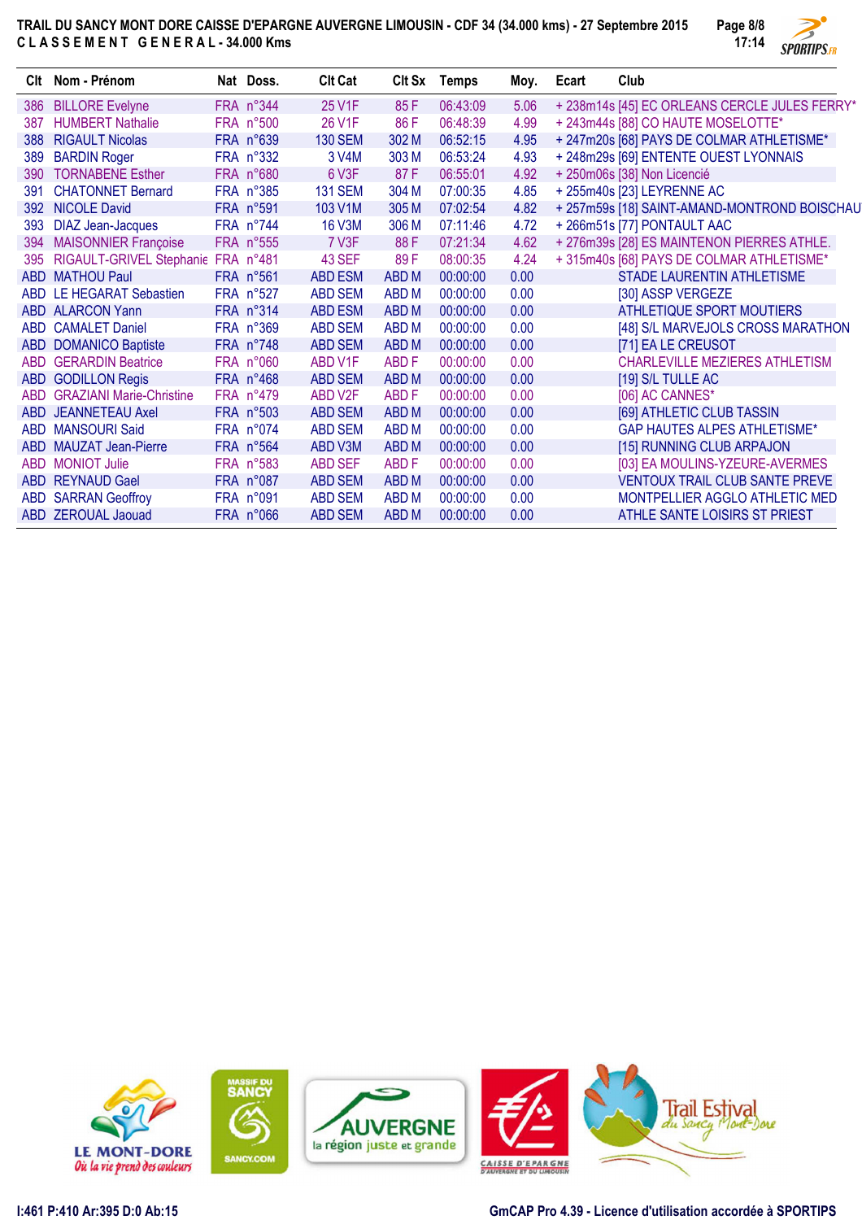TRAIL DU SANCY MONT DORE CAISSE D'EPARGNE AUVERGNE LIMOUSIN - CDF 34 (34.000 kms) - 27 Septembre 2015

CLASSEMENT GENERAL - 34.000 Kms

| Clt | Nom - Prénom | Nat | Doss. | Clt Cat | Clt Sx | Temps | Moy. | Ecart | Club |
|---|---|---|---|---|---|---|---|---|---|
| 386 | BILLORE Evelyne | FRA | n°344 | 25 V1F | 85 F | 06:43:09 | 5.06 | + 238m14s | [45] EC ORLEANS CERCLE JULES FERRY* |
| 387 | HUMBERT Nathalie | FRA | n°500 | 26 V1F | 86 F | 06:48:39 | 4.99 | + 243m44s | [88] CO HAUTE MOSELOTTE* |
| 388 | RIGAULT Nicolas | FRA | n°639 | 130 SEM | 302 M | 06:52:15 | 4.95 | + 247m20s | [68] PAYS DE COLMAR ATHLETISME* |
| 389 | BARDIN Roger | FRA | n°332 | 3 V4M | 303 M | 06:53:24 | 4.93 | + 248m29s | [69] ENTENTE OUEST LYONNAIS |
| 390 | TORNABENE Esther | FRA | n°680 | 6 V3F | 87 F | 06:55:01 | 4.92 | + 250m06s | [38] Non Licencié |
| 391 | CHATONNET Bernard | FRA | n°385 | 131 SEM | 304 M | 07:00:35 | 4.85 | + 255m40s | [23] LEYRENNE AC |
| 392 | NICOLE David | FRA | n°591 | 103 V1M | 305 M | 07:02:54 | 4.82 | + 257m59s | [18] SAINT-AMAND-MONTROND BOISCHAU |
| 393 | DIAZ Jean-Jacques | FRA | n°744 | 16 V3M | 306 M | 07:11:46 | 4.72 | + 266m51s | [77] PONTAULT AAC |
| 394 | MAISONNIER Françoise | FRA | n°555 | 7 V3F | 88 F | 07:21:34 | 4.62 | + 276m39s | [28] ES MAINTENON PIERRES ATHLE. |
| 395 | RIGAULT-GRIVEL Stephanie | FRA | n°481 | 43 SEF | 89 F | 08:00:35 | 4.24 | + 315m40s | [68] PAYS DE COLMAR ATHLETISME* |
| ABD | MATHOU Paul | FRA | n°561 | ABD ESM | ABD M | 00:00:00 | 0.00 | | STADE LAURENTIN ATHLETISME |
| ABD | LE HEGARAT Sebastien | FRA | n°527 | ABD SEM | ABD M | 00:00:00 | 0.00 | | [30] ASSP VERGEZE |
| ABD | ALARCON Yann | FRA | n°314 | ABD ESM | ABD M | 00:00:00 | 0.00 | | ATHLETIQUE SPORT MOUTIERS |
| ABD | CAMALET Daniel | FRA | n°369 | ABD SEM | ABD M | 00:00:00 | 0.00 | | [48] S/L MARVEJOLS CROSS MARATHON |
| ABD | DOMANICO Baptiste | FRA | n°748 | ABD SEM | ABD M | 00:00:00 | 0.00 | | [71] EA LE CREUSOT |
| ABD | GERARDIN Beatrice | FRA | n°060 | ABD V1F | ABD F | 00:00:00 | 0.00 | | CHARLEVILLE MEZIERES ATHLETISM |
| ABD | GODILLON Regis | FRA | n°468 | ABD SEM | ABD M | 00:00:00 | 0.00 | | [19] S/L TULLE AC |
| ABD | GRAZIANI Marie-Christine | FRA | n°479 | ABD V2F | ABD F | 00:00:00 | 0.00 | | [06] AC CANNES* |
| ABD | JEANNETEAU Axel | FRA | n°503 | ABD SEM | ABD M | 00:00:00 | 0.00 | | [69] ATHLETIC CLUB TASSIN |
| ABD | MANSOURI Said | FRA | n°074 | ABD SEM | ABD M | 00:00:00 | 0.00 | | GAP HAUTES ALPES ATHLETISME* |
| ABD | MAUZAT Jean-Pierre | FRA | n°564 | ABD V3M | ABD M | 00:00:00 | 0.00 | | [15] RUNNING CLUB ARPAJON |
| ABD | MONIOT Julie | FRA | n°583 | ABD SEF | ABD F | 00:00:00 | 0.00 | | [03] EA MOULINS-YZEURE-AVERMES |
| ABD | REYNAUD Gael | FRA | n°087 | ABD SEM | ABD M | 00:00:00 | 0.00 | | VENTOUX TRAIL CLUB SANTE PREVE |
| ABD | SARRAN Geoffroy | FRA | n°091 | ABD SEM | ABD M | 00:00:00 | 0.00 | | MONTPELLIER AGGLO ATHLETIC MED |
| ABD | ZEROUAL Jaouad | FRA | n°066 | ABD SEM | ABD M | 00:00:00 | 0.00 | | ATHLE SANTE LOISIRS ST PRIEST |

I:461 P:410 Ar:395 D:0 Ab:15

GmCAP Pro 4.39 - Licence d'utilisation accordée à SPORTIPS